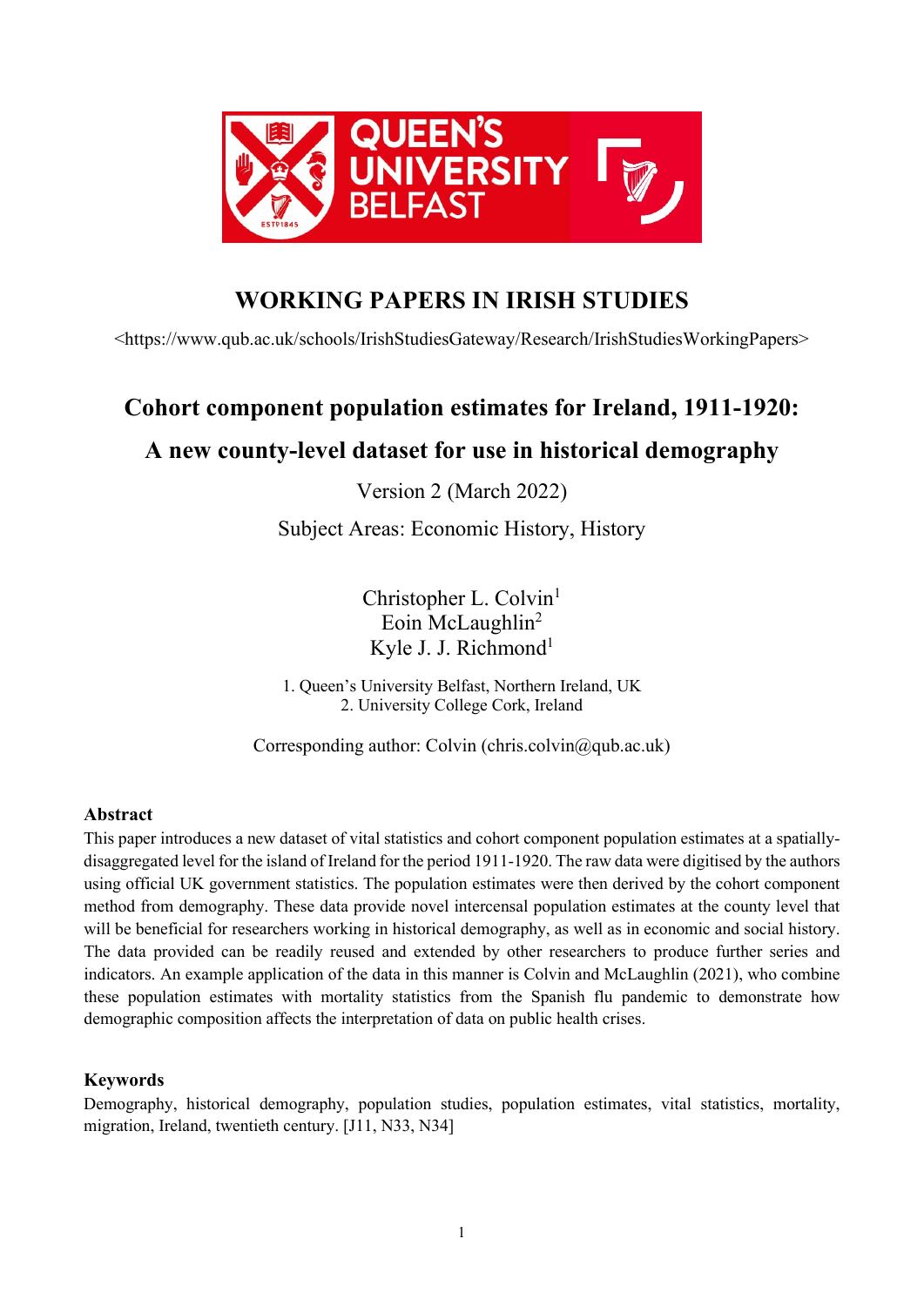# WORKING PAPERS IN IRISH STUDIES

<https://www.qub.ac.uk/schools/IrishStudiesGateway/Research/IrishStudiesWorkingPapers>

## Cohort component population estimates for Ireland, 1911-1920: A new county-level dataset for use in historical demography

Version 2 (March 2022)

Subject Areas: Economic History, History

Christopher L. Colvin[1]
Eoin McLaughlin[2]
Kyle J. J. Richmond[1]

1. Queen's University Belfast, Northern Ireland, UK
2. University College Cork, Ireland

Corresponding author: Colvin (chris.colvin@qub.ac.uk)

### Abstract

This paper introduces a new dataset of vital statistics and cohort component population estimates at a spatially-disaggregated level for the island of Ireland for the period 1911-1920. The raw data were digitised by the authors using official UK government statistics. The population estimates were then derived by the cohort component method from demography. These data provide novel intercensal population estimates at the county level that will be beneficial for researchers working in historical demography, as well as in economic and social history. The data provided can be readily reused and extended by other researchers to produce further series and indicators. An example application of the data in this manner is Colvin and McLaughlin (2021), who combine these population estimates with mortality statistics from the Spanish flu pandemic to demonstrate how demographic composition affects the interpretation of data on public health crises.

### Keywords

Demography, historical demography, population studies, population estimates, vital statistics, mortality, migration, Ireland, twentieth century. [J11, N33, N34]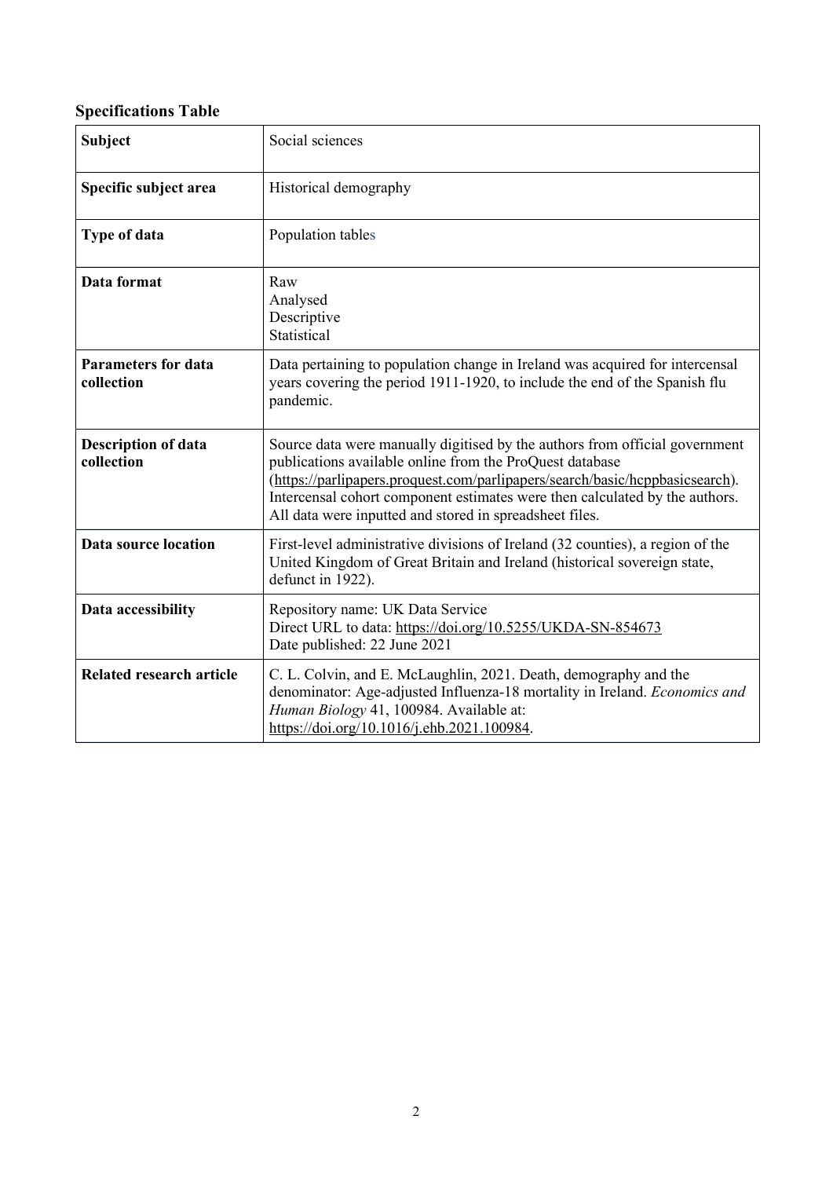## Specifications Table

| Subject | Social sciences |
|---|---|
| **Specific subject area** | Historical demography |
| **Type of data** | Population tables |
| **Data format** | Raw<br>Analysed<br>Descriptive<br>Statistical |
| **Parameters for data collection** | Data pertaining to population change in Ireland was acquired for intercensal years covering the period 1911-1920, to include the end of the Spanish flu pandemic. |
| **Description of data collection** | Source data were manually digitised by the authors from official government publications available online from the ProQuest database (https://parlipapers.proquest.com/parlipapers/search/basic/hcppbasicsearch). Intercensal cohort component estimates were then calculated by the authors. All data were inputted and stored in spreadsheet files. |
| **Data source location** | First-level administrative divisions of Ireland (32 counties), a region of the United Kingdom of Great Britain and Ireland (historical sovereign state, defunct in 1922). |
| **Data accessibility** | Repository name: UK Data Service<br>Direct URL to data: https://doi.org/10.5255/UKDA-SN-854673<br>Date published: 22 June 2021 |
| **Related research article** | C. L. Colvin, and E. McLaughlin, 2021. Death, demography and the denominator: Age-adjusted Influenza-18 mortality in Ireland. *Economics and Human Biology* 41, 100984. Available at: https://doi.org/10.1016/j.ehb.2021.100984. |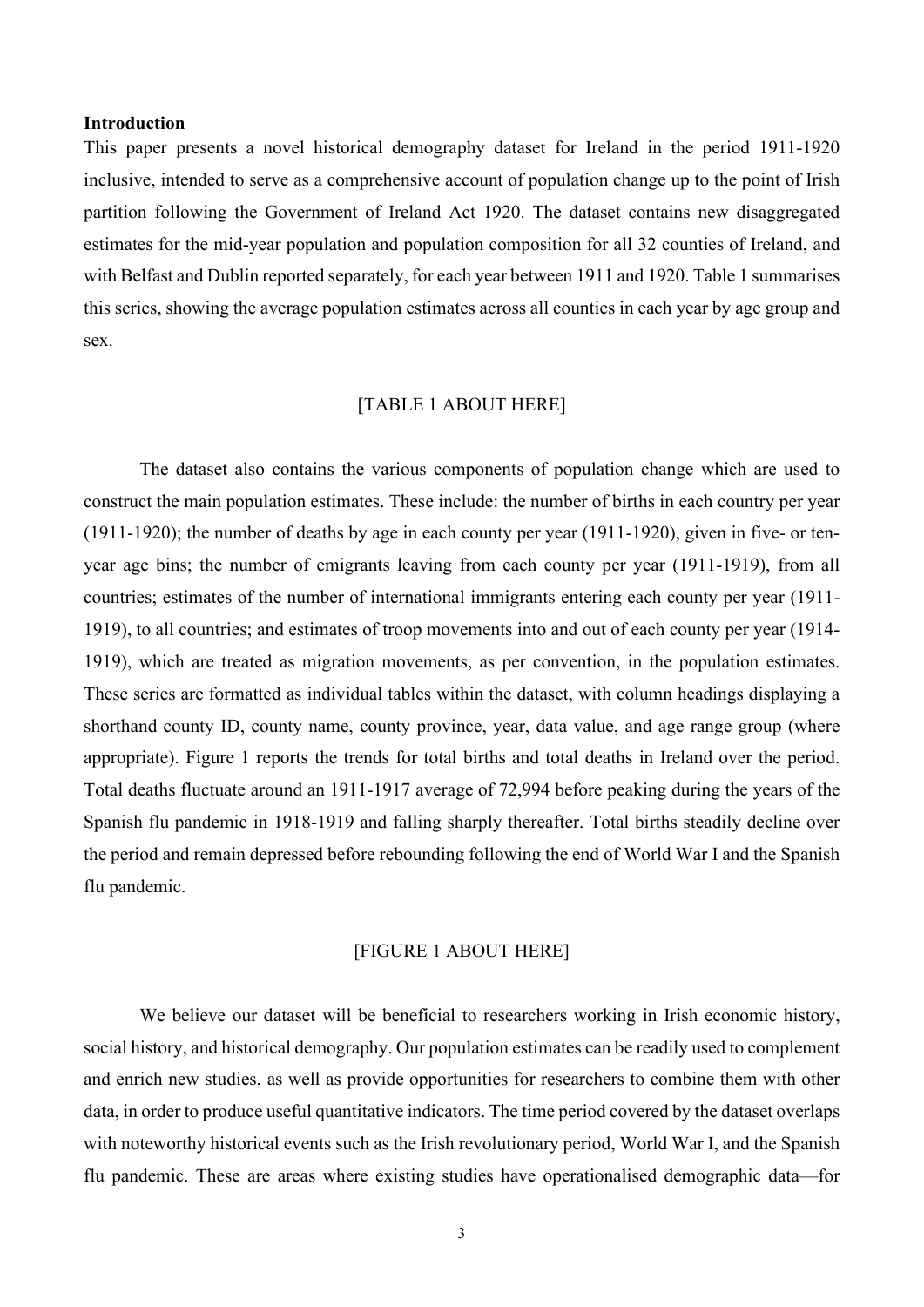**Introduction**

This paper presents a novel historical demography dataset for Ireland in the period 1911-1920 inclusive, intended to serve as a comprehensive account of population change up to the point of Irish partition following the Government of Ireland Act 1920. The dataset contains new disaggregated estimates for the mid-year population and population composition for all 32 counties of Ireland, and with Belfast and Dublin reported separately, for each year between 1911 and 1920. Table 1 summarises this series, showing the average population estimates across all counties in each year by age group and sex.

[TABLE 1 ABOUT HERE]

The dataset also contains the various components of population change which are used to construct the main population estimates. These include: the number of births in each country per year (1911-1920); the number of deaths by age in each county per year (1911-1920), given in five- or ten-year age bins; the number of emigrants leaving from each county per year (1911-1919), from all countries; estimates of the number of international immigrants entering each county per year (1911-1919), to all countries; and estimates of troop movements into and out of each county per year (1914-1919), which are treated as migration movements, as per convention, in the population estimates. These series are formatted as individual tables within the dataset, with column headings displaying a shorthand county ID, county name, county province, year, data value, and age range group (where appropriate). Figure 1 reports the trends for total births and total deaths in Ireland over the period. Total deaths fluctuate around an 1911-1917 average of 72,994 before peaking during the years of the Spanish flu pandemic in 1918-1919 and falling sharply thereafter. Total births steadily decline over the period and remain depressed before rebounding following the end of World War I and the Spanish flu pandemic.

[FIGURE 1 ABOUT HERE]

We believe our dataset will be beneficial to researchers working in Irish economic history, social history, and historical demography. Our population estimates can be readily used to complement and enrich new studies, as well as provide opportunities for researchers to combine them with other data, in order to produce useful quantitative indicators. The time period covered by the dataset overlaps with noteworthy historical events such as the Irish revolutionary period, World War I, and the Spanish flu pandemic. These are areas where existing studies have operationalised demographic data—for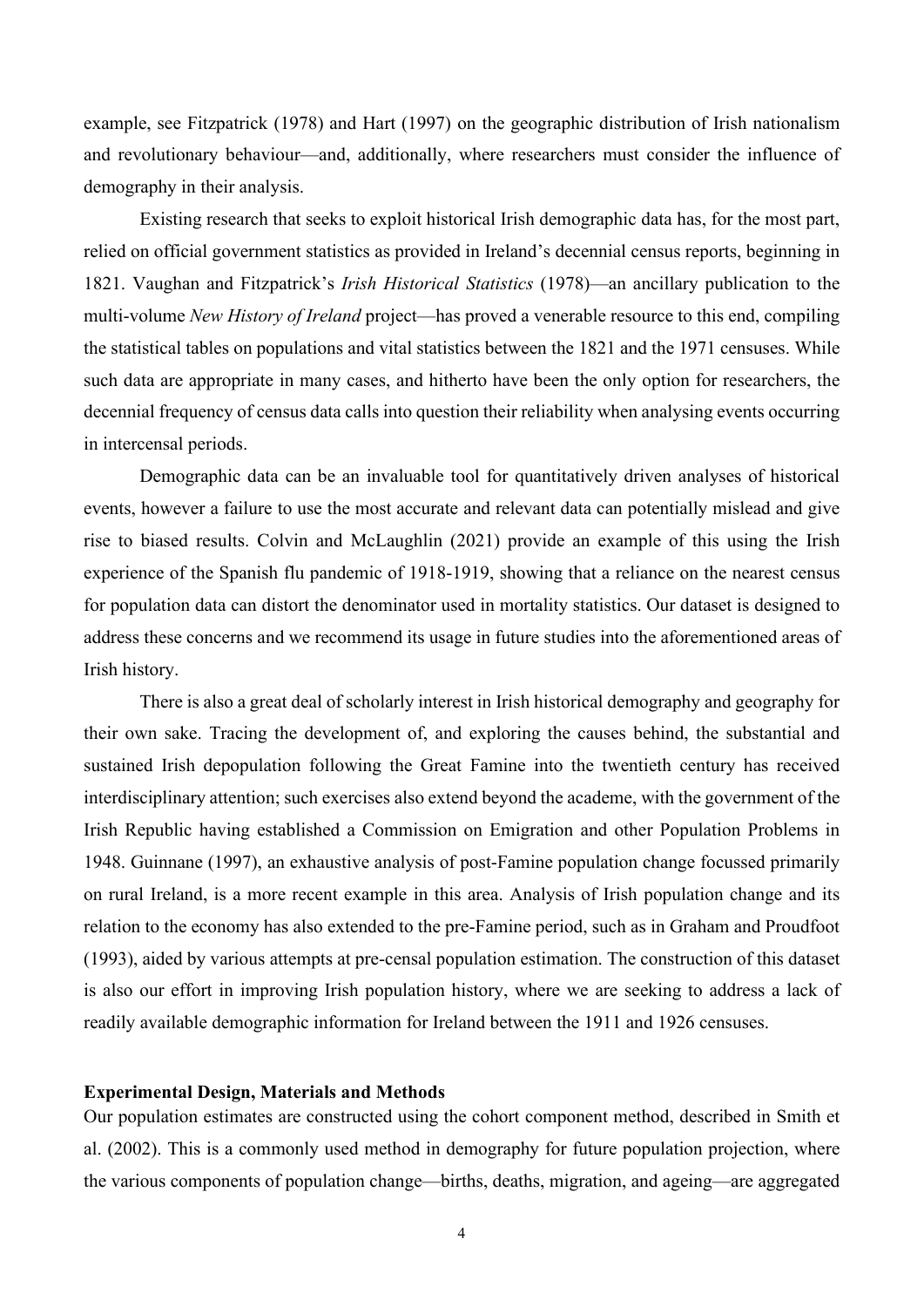example, see Fitzpatrick (1978) and Hart (1997) on the geographic distribution of Irish nationalism and revolutionary behaviour—and, additionally, where researchers must consider the influence of demography in their analysis.

Existing research that seeks to exploit historical Irish demographic data has, for the most part, relied on official government statistics as provided in Ireland's decennial census reports, beginning in 1821. Vaughan and Fitzpatrick's *Irish Historical Statistics* (1978)—an ancillary publication to the multi-volume *New History of Ireland* project—has proved a venerable resource to this end, compiling the statistical tables on populations and vital statistics between the 1821 and the 1971 censuses. While such data are appropriate in many cases, and hitherto have been the only option for researchers, the decennial frequency of census data calls into question their reliability when analysing events occurring in intercensal periods.

Demographic data can be an invaluable tool for quantitatively driven analyses of historical events, however a failure to use the most accurate and relevant data can potentially mislead and give rise to biased results. Colvin and McLaughlin (2021) provide an example of this using the Irish experience of the Spanish flu pandemic of 1918-1919, showing that a reliance on the nearest census for population data can distort the denominator used in mortality statistics. Our dataset is designed to address these concerns and we recommend its usage in future studies into the aforementioned areas of Irish history.

There is also a great deal of scholarly interest in Irish historical demography and geography for their own sake. Tracing the development of, and exploring the causes behind, the substantial and sustained Irish depopulation following the Great Famine into the twentieth century has received interdisciplinary attention; such exercises also extend beyond the academe, with the government of the Irish Republic having established a Commission on Emigration and other Population Problems in 1948. Guinnane (1997), an exhaustive analysis of post-Famine population change focussed primarily on rural Ireland, is a more recent example in this area. Analysis of Irish population change and its relation to the economy has also extended to the pre-Famine period, such as in Graham and Proudfoot (1993), aided by various attempts at pre-censal population estimation. The construction of this dataset is also our effort in improving Irish population history, where we are seeking to address a lack of readily available demographic information for Ireland between the 1911 and 1926 censuses.

**Experimental Design, Materials and Methods**

Our population estimates are constructed using the cohort component method, described in Smith et al. (2002). This is a commonly used method in demography for future population projection, where the various components of population change—births, deaths, migration, and ageing—are aggregated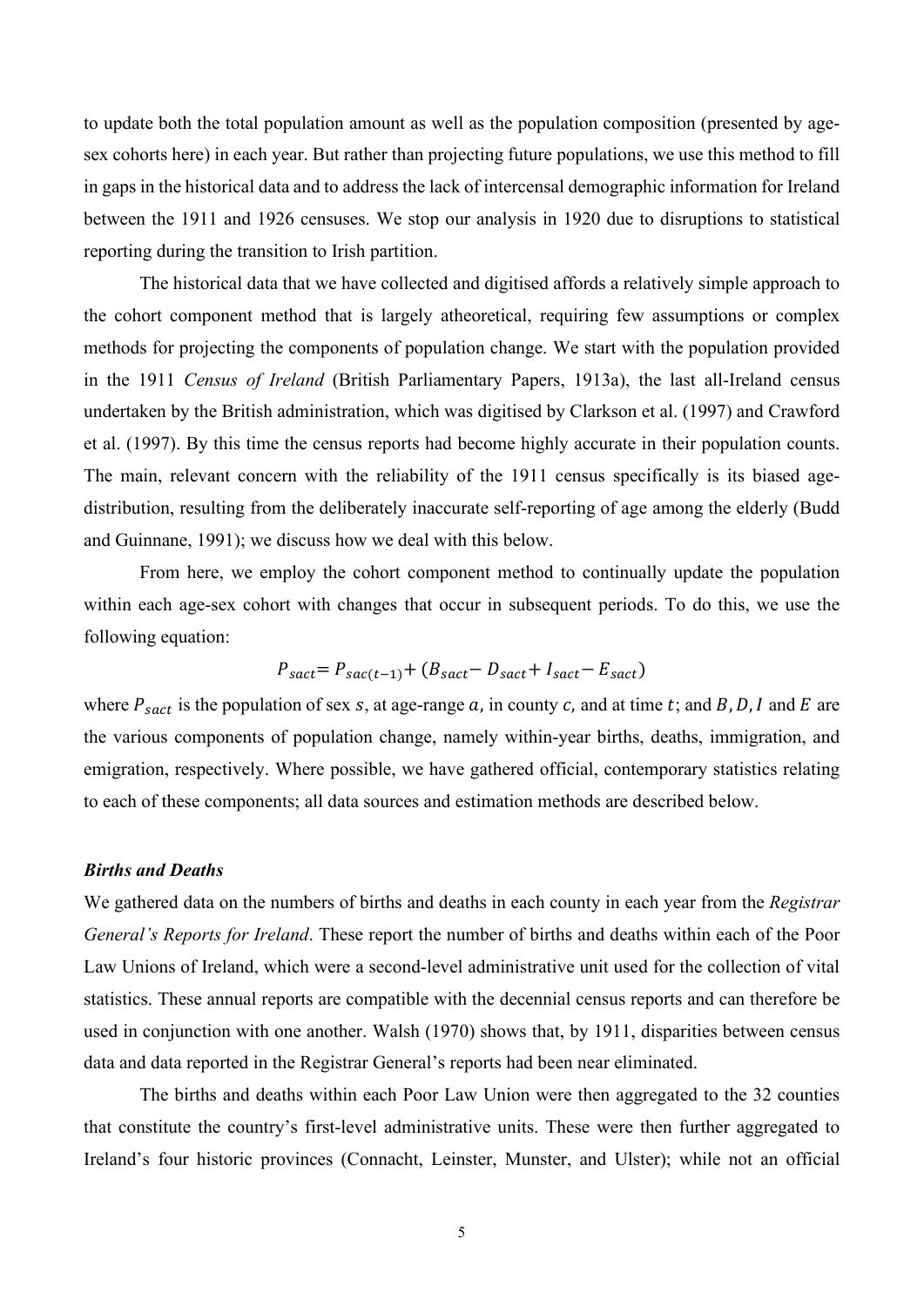to update both the total population amount as well as the population composition (presented by age-sex cohorts here) in each year. But rather than projecting future populations, we use this method to fill in gaps in the historical data and to address the lack of intercensal demographic information for Ireland between the 1911 and 1926 censuses. We stop our analysis in 1920 due to disruptions to statistical reporting during the transition to Irish partition.

The historical data that we have collected and digitised affords a relatively simple approach to the cohort component method that is largely atheoretical, requiring few assumptions or complex methods for projecting the components of population change. We start with the population provided in the 1911 *Census of Ireland* (British Parliamentary Papers, 1913a), the last all-Ireland census undertaken by the British administration, which was digitised by Clarkson et al. (1997) and Crawford et al. (1997). By this time the census reports had become highly accurate in their population counts. The main, relevant concern with the reliability of the 1911 census specifically is its biased age-distribution, resulting from the deliberately inaccurate self-reporting of age among the elderly (Budd and Guinnane, 1991); we discuss how we deal with this below.

From here, we employ the cohort component method to continually update the population within each age-sex cohort with changes that occur in subsequent periods. To do this, we use the following equation:

$$P_{sact} = P_{sac(t-1)} + (B_{sact} - D_{sact} + I_{sact} - E_{sact})$$

where $P_{sact}$ is the population of sex $s$, at age-range $a$, in county $c$, and at time $t$; and $B, D, I$ and $E$ are the various components of population change, namely within-year births, deaths, immigration, and emigration, respectively. Where possible, we have gathered official, contemporary statistics relating to each of these components; all data sources and estimation methods are described below.

### *Births and Deaths*

We gathered data on the numbers of births and deaths in each county in each year from the *Registrar General's Reports for Ireland*. These report the number of births and deaths within each of the Poor Law Unions of Ireland, which were a second-level administrative unit used for the collection of vital statistics. These annual reports are compatible with the decennial census reports and can therefore be used in conjunction with one another. Walsh (1970) shows that, by 1911, disparities between census data and data reported in the Registrar General's reports had been near eliminated.

The births and deaths within each Poor Law Union were then aggregated to the 32 counties that constitute the country's first-level administrative units. These were then further aggregated to Ireland's four historic provinces (Connacht, Leinster, Munster, and Ulster); while not an official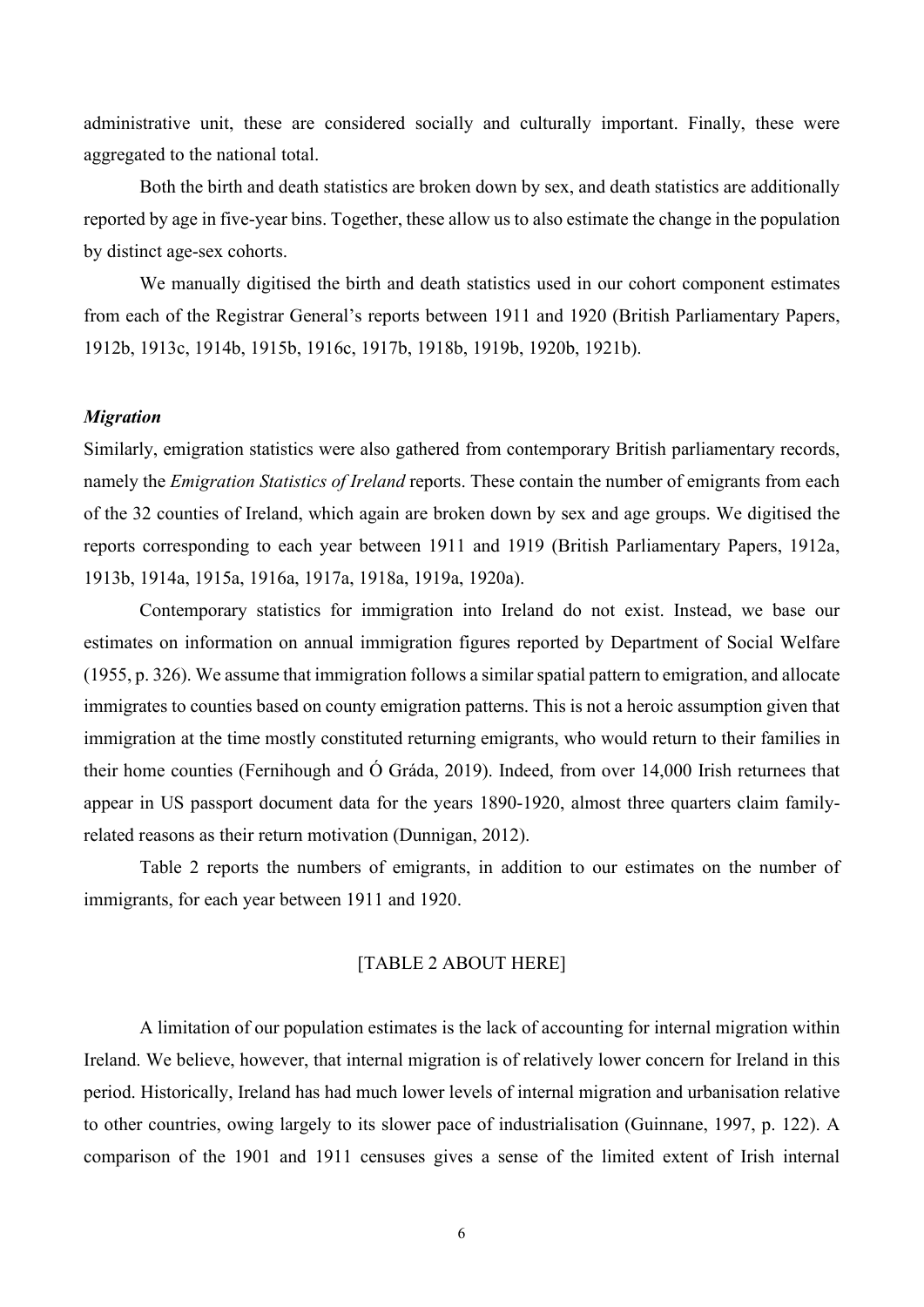administrative unit, these are considered socially and culturally important. Finally, these were aggregated to the national total.

Both the birth and death statistics are broken down by sex, and death statistics are additionally reported by age in five-year bins. Together, these allow us to also estimate the change in the population by distinct age-sex cohorts.

We manually digitised the birth and death statistics used in our cohort component estimates from each of the Registrar General's reports between 1911 and 1920 (British Parliamentary Papers, 1912b, 1913c, 1914b, 1915b, 1916c, 1917b, 1918b, 1919b, 1920b, 1921b).

### *Migration*

Similarly, emigration statistics were also gathered from contemporary British parliamentary records, namely the *Emigration Statistics of Ireland* reports. These contain the number of emigrants from each of the 32 counties of Ireland, which again are broken down by sex and age groups. We digitised the reports corresponding to each year between 1911 and 1919 (British Parliamentary Papers, 1912a, 1913b, 1914a, 1915a, 1916a, 1917a, 1918a, 1919a, 1920a).

Contemporary statistics for immigration into Ireland do not exist. Instead, we base our estimates on information on annual immigration figures reported by Department of Social Welfare (1955, p. 326). We assume that immigration follows a similar spatial pattern to emigration, and allocate immigrates to counties based on county emigration patterns. This is not a heroic assumption given that immigration at the time mostly constituted returning emigrants, who would return to their families in their home counties (Fernihough and Ó Gráda, 2019). Indeed, from over 14,000 Irish returnees that appear in US passport document data for the years 1890-1920, almost three quarters claim family-related reasons as their return motivation (Dunnigan, 2012).

Table 2 reports the numbers of emigrants, in addition to our estimates on the number of immigrants, for each year between 1911 and 1920.

[TABLE 2 ABOUT HERE]

A limitation of our population estimates is the lack of accounting for internal migration within Ireland. We believe, however, that internal migration is of relatively lower concern for Ireland in this period. Historically, Ireland has had much lower levels of internal migration and urbanisation relative to other countries, owing largely to its slower pace of industrialisation (Guinnane, 1997, p. 122). A comparison of the 1901 and 1911 censuses gives a sense of the limited extent of Irish internal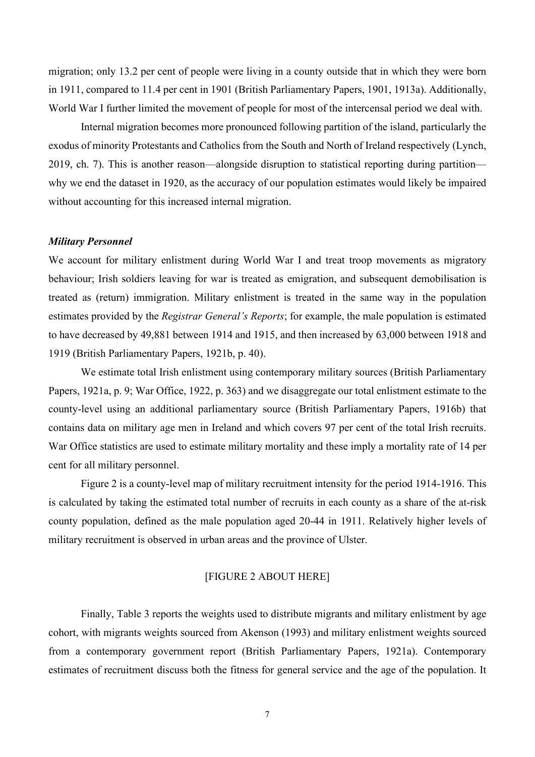migration; only 13.2 per cent of people were living in a county outside that in which they were born in 1911, compared to 11.4 per cent in 1901 (British Parliamentary Papers, 1901, 1913a). Additionally, World War I further limited the movement of people for most of the intercensal period we deal with.

Internal migration becomes more pronounced following partition of the island, particularly the exodus of minority Protestants and Catholics from the South and North of Ireland respectively (Lynch, 2019, ch. 7). This is another reason—alongside disruption to statistical reporting during partition—why we end the dataset in 1920, as the accuracy of our population estimates would likely be impaired without accounting for this increased internal migration.

### *Military Personnel*

We account for military enlistment during World War I and treat troop movements as migratory behaviour; Irish soldiers leaving for war is treated as emigration, and subsequent demobilisation is treated as (return) immigration. Military enlistment is treated in the same way in the population estimates provided by the *Registrar General's Reports*; for example, the male population is estimated to have decreased by 49,881 between 1914 and 1915, and then increased by 63,000 between 1918 and 1919 (British Parliamentary Papers, 1921b, p. 40).

We estimate total Irish enlistment using contemporary military sources (British Parliamentary Papers, 1921a, p. 9; War Office, 1922, p. 363) and we disaggregate our total enlistment estimate to the county-level using an additional parliamentary source (British Parliamentary Papers, 1916b) that contains data on military age men in Ireland and which covers 97 per cent of the total Irish recruits. War Office statistics are used to estimate military mortality and these imply a mortality rate of 14 per cent for all military personnel.

Figure 2 is a county-level map of military recruitment intensity for the period 1914-1916. This is calculated by taking the estimated total number of recruits in each county as a share of the at-risk county population, defined as the male population aged 20-44 in 1911. Relatively higher levels of military recruitment is observed in urban areas and the province of Ulster.

[FIGURE 2 ABOUT HERE]

Finally, Table 3 reports the weights used to distribute migrants and military enlistment by age cohort, with migrants weights sourced from Akenson (1993) and military enlistment weights sourced from a contemporary government report (British Parliamentary Papers, 1921a). Contemporary estimates of recruitment discuss both the fitness for general service and the age of the population. It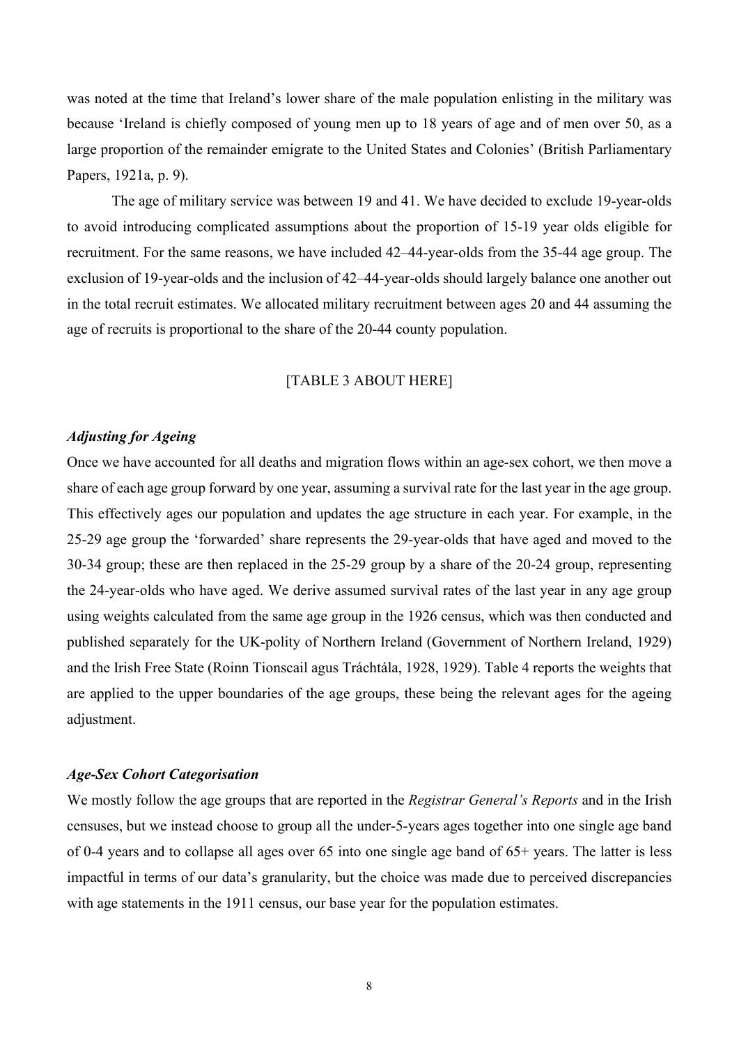was noted at the time that Ireland's lower share of the male population enlisting in the military was because 'Ireland is chiefly composed of young men up to 18 years of age and of men over 50, as a large proportion of the remainder emigrate to the United States and Colonies' (British Parliamentary Papers, 1921a, p. 9).

The age of military service was between 19 and 41. We have decided to exclude 19-year-olds to avoid introducing complicated assumptions about the proportion of 15-19 year olds eligible for recruitment. For the same reasons, we have included 42–44-year-olds from the 35-44 age group. The exclusion of 19-year-olds and the inclusion of 42–44-year-olds should largely balance one another out in the total recruit estimates. We allocated military recruitment between ages 20 and 44 assuming the age of recruits is proportional to the share of the 20-44 county population.

[TABLE 3 ABOUT HERE]

### *Adjusting for Ageing*

Once we have accounted for all deaths and migration flows within an age-sex cohort, we then move a share of each age group forward by one year, assuming a survival rate for the last year in the age group. This effectively ages our population and updates the age structure in each year. For example, in the 25-29 age group the 'forwarded' share represents the 29-year-olds that have aged and moved to the 30-34 group; these are then replaced in the 25-29 group by a share of the 20-24 group, representing the 24-year-olds who have aged. We derive assumed survival rates of the last year in any age group using weights calculated from the same age group in the 1926 census, which was then conducted and published separately for the UK-polity of Northern Ireland (Government of Northern Ireland, 1929) and the Irish Free State (Roinn Tionscail agus Tráchtála, 1928, 1929). Table 4 reports the weights that are applied to the upper boundaries of the age groups, these being the relevant ages for the ageing adjustment.

### *Age-Sex Cohort Categorisation*

We mostly follow the age groups that are reported in the *Registrar General's Reports* and in the Irish censuses, but we instead choose to group all the under-5-years ages together into one single age band of 0-4 years and to collapse all ages over 65 into one single age band of 65+ years. The latter is less impactful in terms of our data's granularity, but the choice was made due to perceived discrepancies with age statements in the 1911 census, our base year for the population estimates.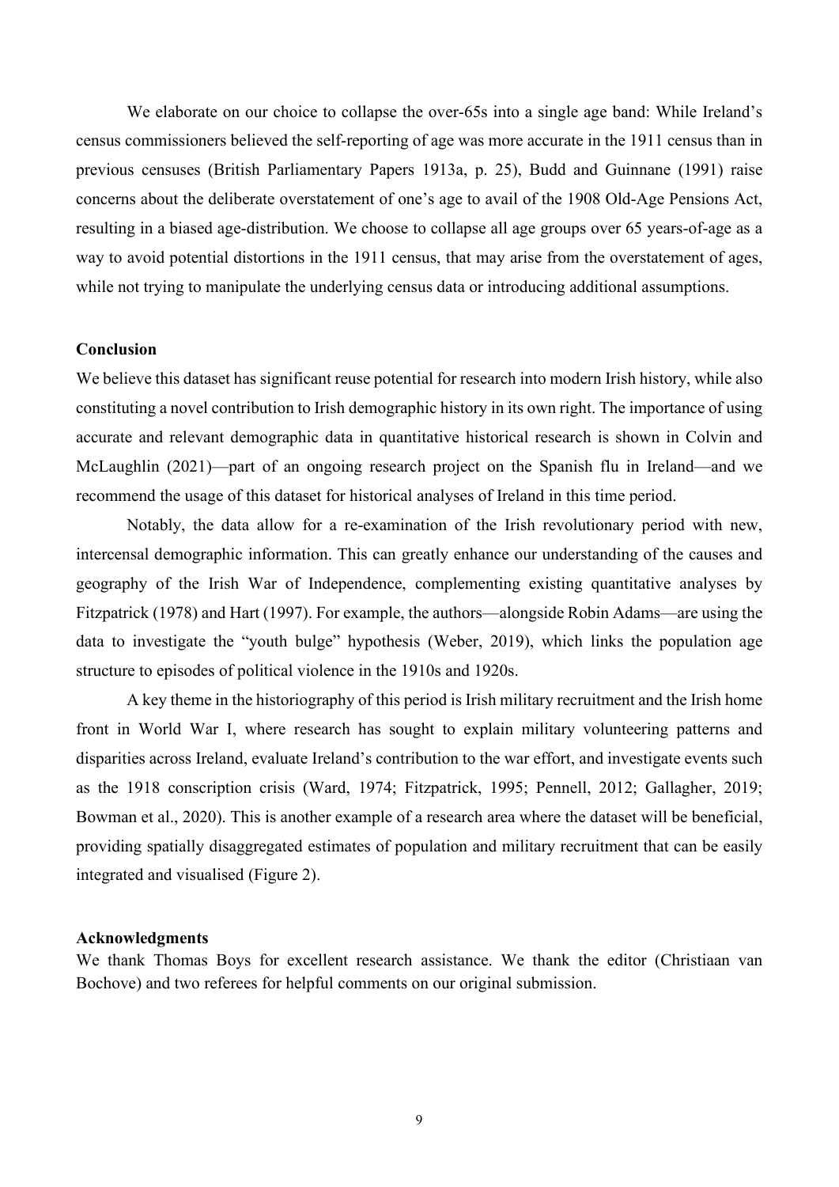We elaborate on our choice to collapse the over-65s into a single age band: While Ireland's census commissioners believed the self-reporting of age was more accurate in the 1911 census than in previous censuses (British Parliamentary Papers 1913a, p. 25), Budd and Guinnane (1991) raise concerns about the deliberate overstatement of one's age to avail of the 1908 Old-Age Pensions Act, resulting in a biased age-distribution. We choose to collapse all age groups over 65 years-of-age as a way to avoid potential distortions in the 1911 census, that may arise from the overstatement of ages, while not trying to manipulate the underlying census data or introducing additional assumptions.

## Conclusion

We believe this dataset has significant reuse potential for research into modern Irish history, while also constituting a novel contribution to Irish demographic history in its own right. The importance of using accurate and relevant demographic data in quantitative historical research is shown in Colvin and McLaughlin (2021)—part of an ongoing research project on the Spanish flu in Ireland—and we recommend the usage of this dataset for historical analyses of Ireland in this time period.

Notably, the data allow for a re-examination of the Irish revolutionary period with new, intercensal demographic information. This can greatly enhance our understanding of the causes and geography of the Irish War of Independence, complementing existing quantitative analyses by Fitzpatrick (1978) and Hart (1997). For example, the authors—alongside Robin Adams—are using the data to investigate the "youth bulge" hypothesis (Weber, 2019), which links the population age structure to episodes of political violence in the 1910s and 1920s.

A key theme in the historiography of this period is Irish military recruitment and the Irish home front in World War I, where research has sought to explain military volunteering patterns and disparities across Ireland, evaluate Ireland's contribution to the war effort, and investigate events such as the 1918 conscription crisis (Ward, 1974; Fitzpatrick, 1995; Pennell, 2012; Gallagher, 2019; Bowman et al., 2020). This is another example of a research area where the dataset will be beneficial, providing spatially disaggregated estimates of population and military recruitment that can be easily integrated and visualised (Figure 2).

## Acknowledgments

We thank Thomas Boys for excellent research assistance. We thank the editor (Christiaan van Bochove) and two referees for helpful comments on our original submission.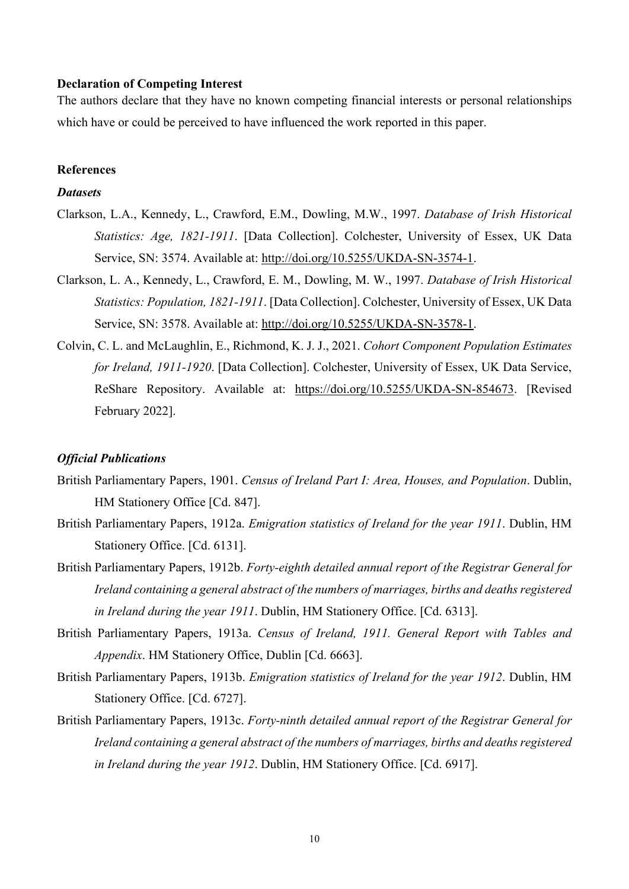**Declaration of Competing Interest**

The authors declare that they have no known competing financial interests or personal relationships which have or could be perceived to have influenced the work reported in this paper.

**References**

***Datasets***

Clarkson, L.A., Kennedy, L., Crawford, E.M., Dowling, M.W., 1997. *Database of Irish Historical Statistics: Age, 1821-1911*. [Data Collection]. Colchester, University of Essex, UK Data Service, SN: 3574. Available at: http://doi.org/10.5255/UKDA-SN-3574-1.

Clarkson, L. A., Kennedy, L., Crawford, E. M., Dowling, M. W., 1997. *Database of Irish Historical Statistics: Population, 1821-1911*. [Data Collection]. Colchester, University of Essex, UK Data Service, SN: 3578. Available at: http://doi.org/10.5255/UKDA-SN-3578-1.

Colvin, C. L. and McLaughlin, E., Richmond, K. J. J., 2021. *Cohort Component Population Estimates for Ireland, 1911-1920*. [Data Collection]. Colchester, University of Essex, UK Data Service, ReShare Repository. Available at: https://doi.org/10.5255/UKDA-SN-854673. [Revised February 2022].

***Official Publications***

British Parliamentary Papers, 1901. *Census of Ireland Part I: Area, Houses, and Population*. Dublin, HM Stationery Office [Cd. 847].

British Parliamentary Papers, 1912a. *Emigration statistics of Ireland for the year 1911*. Dublin, HM Stationery Office. [Cd. 6131].

British Parliamentary Papers, 1912b. *Forty-eighth detailed annual report of the Registrar General for Ireland containing a general abstract of the numbers of marriages, births and deaths registered in Ireland during the year 1911*. Dublin, HM Stationery Office. [Cd. 6313].

British Parliamentary Papers, 1913a. *Census of Ireland, 1911. General Report with Tables and Appendix*. HM Stationery Office, Dublin [Cd. 6663].

British Parliamentary Papers, 1913b. *Emigration statistics of Ireland for the year 1912*. Dublin, HM Stationery Office. [Cd. 6727].

British Parliamentary Papers, 1913c. *Forty-ninth detailed annual report of the Registrar General for Ireland containing a general abstract of the numbers of marriages, births and deaths registered in Ireland during the year 1912*. Dublin, HM Stationery Office. [Cd. 6917].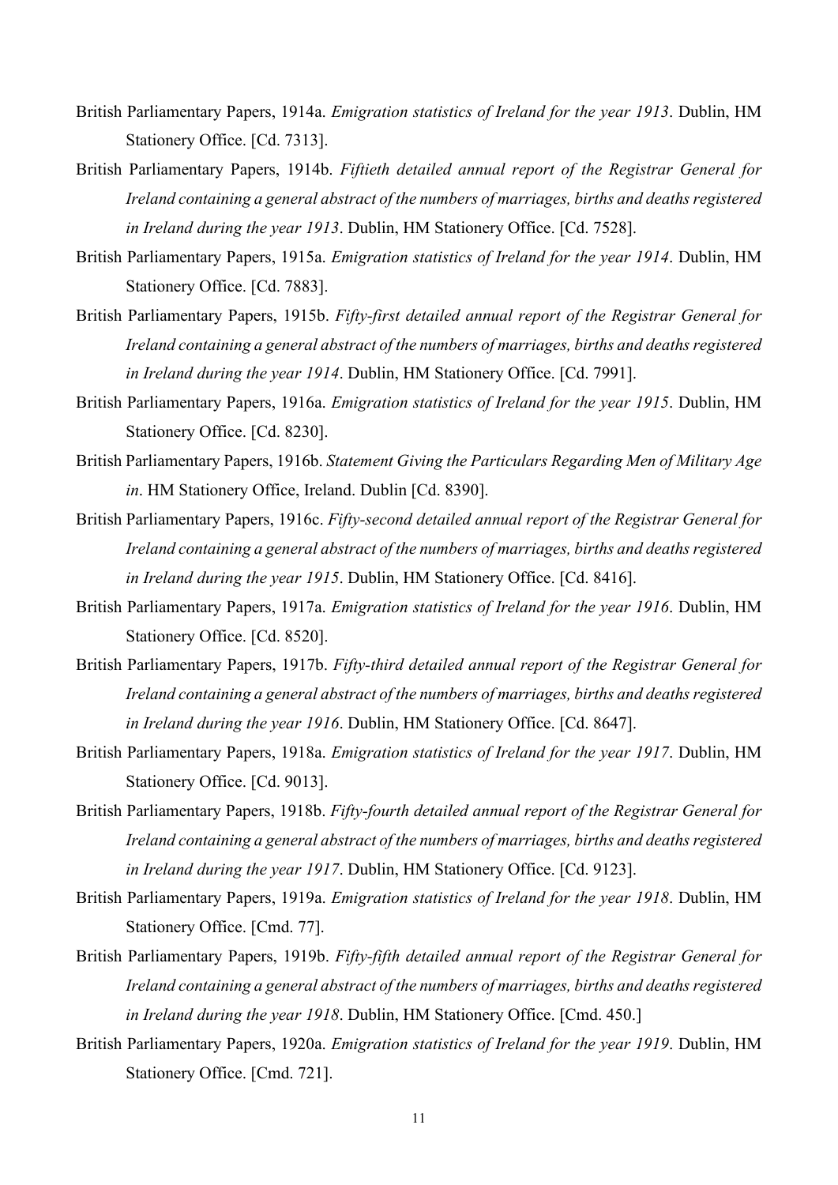British Parliamentary Papers, 1914a. *Emigration statistics of Ireland for the year 1913*. Dublin, HM Stationery Office. [Cd. 7313].

British Parliamentary Papers, 1914b. *Fiftieth detailed annual report of the Registrar General for Ireland containing a general abstract of the numbers of marriages, births and deaths registered in Ireland during the year 1913*. Dublin, HM Stationery Office. [Cd. 7528].

British Parliamentary Papers, 1915a. *Emigration statistics of Ireland for the year 1914*. Dublin, HM Stationery Office. [Cd. 7883].

British Parliamentary Papers, 1915b. *Fifty-first detailed annual report of the Registrar General for Ireland containing a general abstract of the numbers of marriages, births and deaths registered in Ireland during the year 1914*. Dublin, HM Stationery Office. [Cd. 7991].

British Parliamentary Papers, 1916a. *Emigration statistics of Ireland for the year 1915*. Dublin, HM Stationery Office. [Cd. 8230].

British Parliamentary Papers, 1916b. *Statement Giving the Particulars Regarding Men of Military Age in*. HM Stationery Office, Ireland. Dublin [Cd. 8390].

British Parliamentary Papers, 1916c. *Fifty-second detailed annual report of the Registrar General for Ireland containing a general abstract of the numbers of marriages, births and deaths registered in Ireland during the year 1915*. Dublin, HM Stationery Office. [Cd. 8416].

British Parliamentary Papers, 1917a. *Emigration statistics of Ireland for the year 1916*. Dublin, HM Stationery Office. [Cd. 8520].

British Parliamentary Papers, 1917b. *Fifty-third detailed annual report of the Registrar General for Ireland containing a general abstract of the numbers of marriages, births and deaths registered in Ireland during the year 1916*. Dublin, HM Stationery Office. [Cd. 8647].

British Parliamentary Papers, 1918a. *Emigration statistics of Ireland for the year 1917*. Dublin, HM Stationery Office. [Cd. 9013].

British Parliamentary Papers, 1918b. *Fifty-fourth detailed annual report of the Registrar General for Ireland containing a general abstract of the numbers of marriages, births and deaths registered in Ireland during the year 1917*. Dublin, HM Stationery Office. [Cd. 9123].

British Parliamentary Papers, 1919a. *Emigration statistics of Ireland for the year 1918*. Dublin, HM Stationery Office. [Cmd. 77].

British Parliamentary Papers, 1919b. *Fifty-fifth detailed annual report of the Registrar General for Ireland containing a general abstract of the numbers of marriages, births and deaths registered in Ireland during the year 1918*. Dublin, HM Stationery Office. [Cmd. 450.]

British Parliamentary Papers, 1920a. *Emigration statistics of Ireland for the year 1919*. Dublin, HM Stationery Office. [Cmd. 721].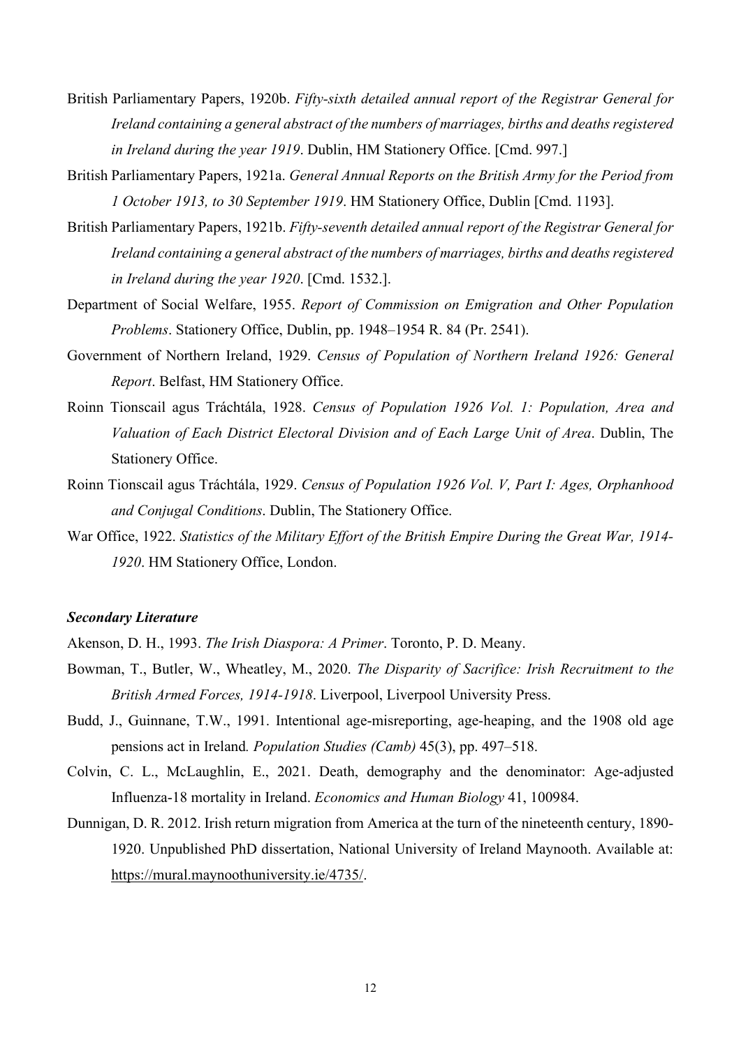British Parliamentary Papers, 1920b. *Fifty-sixth detailed annual report of the Registrar General for Ireland containing a general abstract of the numbers of marriages, births and deaths registered in Ireland during the year 1919*. Dublin, HM Stationery Office. [Cmd. 997.]

British Parliamentary Papers, 1921a. *General Annual Reports on the British Army for the Period from 1 October 1913, to 30 September 1919*. HM Stationery Office, Dublin [Cmd. 1193].

British Parliamentary Papers, 1921b. *Fifty-seventh detailed annual report of the Registrar General for Ireland containing a general abstract of the numbers of marriages, births and deaths registered in Ireland during the year 1920*. [Cmd. 1532.].

Department of Social Welfare, 1955. *Report of Commission on Emigration and Other Population Problems*. Stationery Office, Dublin, pp. 1948–1954 R. 84 (Pr. 2541).

Government of Northern Ireland, 1929. *Census of Population of Northern Ireland 1926: General Report*. Belfast, HM Stationery Office.

Roinn Tionscail agus Tráchtála, 1928. *Census of Population 1926 Vol. 1: Population, Area and Valuation of Each District Electoral Division and of Each Large Unit of Area*. Dublin, The Stationery Office.

Roinn Tionscail agus Tráchtála, 1929. *Census of Population 1926 Vol. V, Part I: Ages, Orphanhood and Conjugal Conditions*. Dublin, The Stationery Office.

War Office, 1922. *Statistics of the Military Effort of the British Empire During the Great War, 1914-1920*. HM Stationery Office, London.

***Secondary Literature***

Akenson, D. H., 1993. *The Irish Diaspora: A Primer*. Toronto, P. D. Meany.

Bowman, T., Butler, W., Wheatley, M., 2020. *The Disparity of Sacrifice: Irish Recruitment to the British Armed Forces, 1914-1918*. Liverpool, Liverpool University Press.

Budd, J., Guinnane, T.W., 1991. Intentional age-misreporting, age-heaping, and the 1908 old age pensions act in Ireland*. Population Studies (Camb)* 45(3), pp. 497–518.

Colvin, C. L., McLaughlin, E., 2021. Death, demography and the denominator: Age-adjusted Influenza-18 mortality in Ireland. *Economics and Human Biology* 41, 100984.

Dunnigan, D. R. 2012. Irish return migration from America at the turn of the nineteenth century, 1890-1920. Unpublished PhD dissertation, National University of Ireland Maynooth. Available at: https://mural.maynoothuniversity.ie/4735/.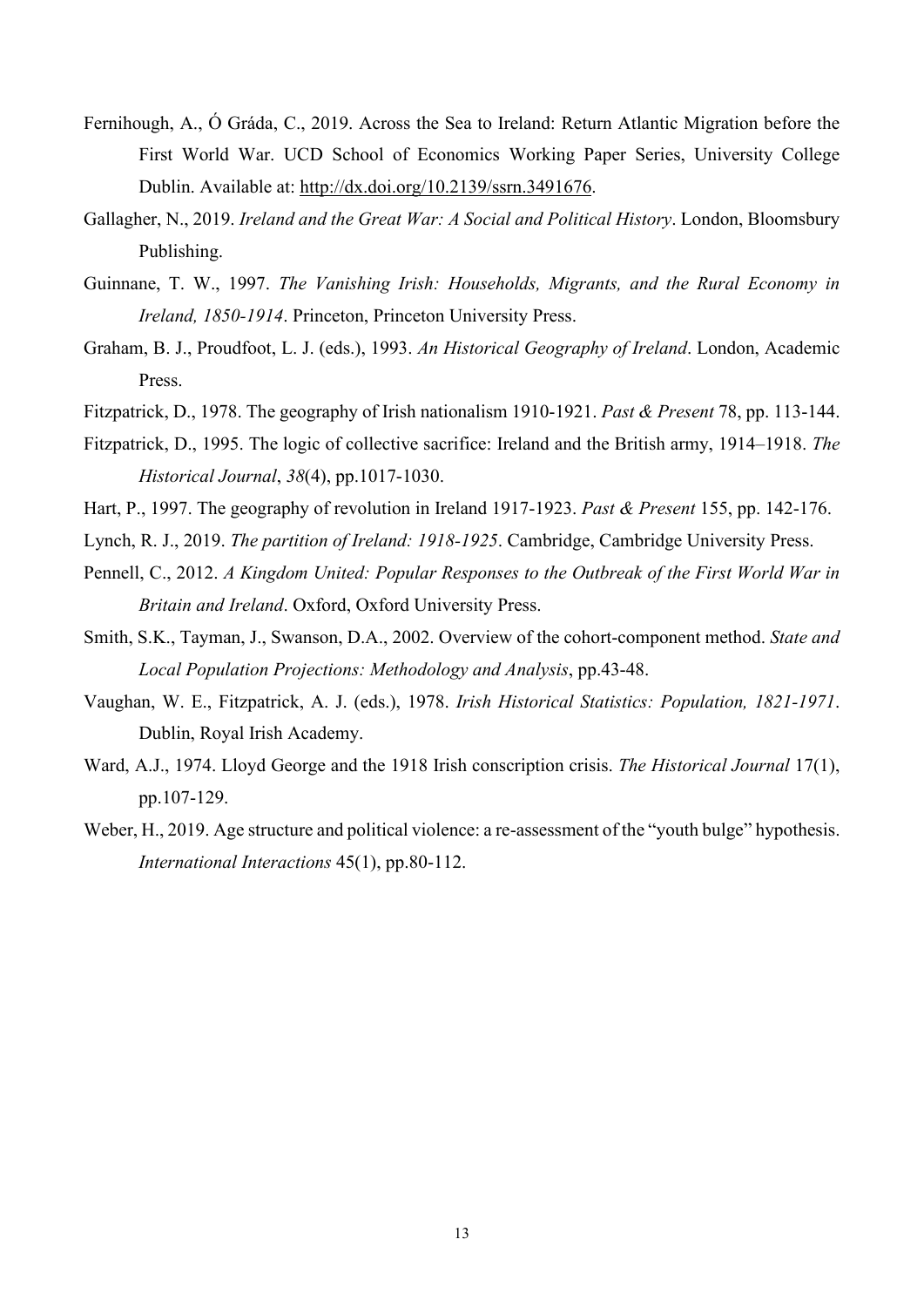Fernihough, A., Ó Gráda, C., 2019. Across the Sea to Ireland: Return Atlantic Migration before the First World War. UCD School of Economics Working Paper Series, University College Dublin. Available at: http://dx.doi.org/10.2139/ssrn.3491676.

Gallagher, N., 2019. *Ireland and the Great War: A Social and Political History*. London, Bloomsbury Publishing.

Guinnane, T. W., 1997. *The Vanishing Irish: Households, Migrants, and the Rural Economy in Ireland, 1850-1914*. Princeton, Princeton University Press.

Graham, B. J., Proudfoot, L. J. (eds.), 1993. *An Historical Geography of Ireland*. London, Academic Press.

Fitzpatrick, D., 1978. The geography of Irish nationalism 1910-1921. *Past & Present* 78, pp. 113-144.

Fitzpatrick, D., 1995. The logic of collective sacrifice: Ireland and the British army, 1914–1918. *The Historical Journal*, *38*(4), pp.1017-1030.

Hart, P., 1997. The geography of revolution in Ireland 1917-1923. *Past & Present* 155, pp. 142-176.

Lynch, R. J., 2019. *The partition of Ireland: 1918-1925*. Cambridge, Cambridge University Press.

Pennell, C., 2012. *A Kingdom United: Popular Responses to the Outbreak of the First World War in Britain and Ireland*. Oxford, Oxford University Press.

Smith, S.K., Tayman, J., Swanson, D.A., 2002. Overview of the cohort-component method. *State and Local Population Projections: Methodology and Analysis*, pp.43-48.

Vaughan, W. E., Fitzpatrick, A. J. (eds.), 1978. *Irish Historical Statistics: Population, 1821-1971*. Dublin, Royal Irish Academy.

Ward, A.J., 1974. Lloyd George and the 1918 Irish conscription crisis. *The Historical Journal* 17(1), pp.107-129.

Weber, H., 2019. Age structure and political violence: a re-assessment of the "youth bulge" hypothesis. *International Interactions* 45(1), pp.80-112.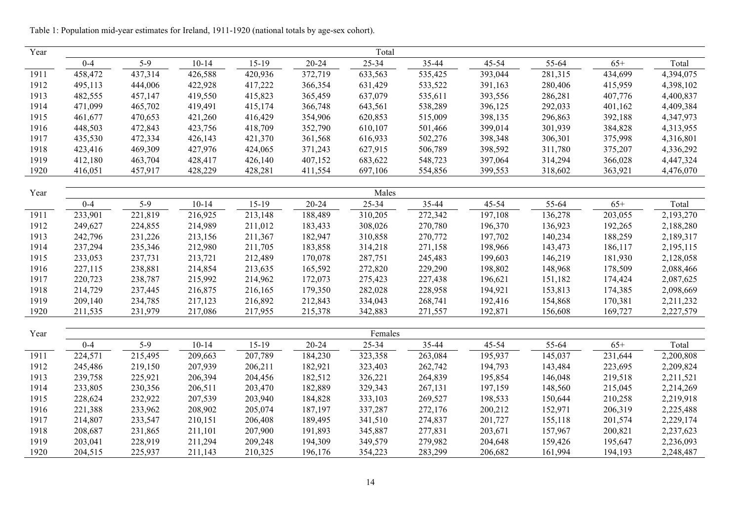Table 1: Population mid-year estimates for Ireland, 1911-1920 (national totals by age-sex cohort).

| Year | Total | | | | | | | | | | |
|---|---|---|---|---|---|---|---|---|---|---|---|
| | 0-4 | 5-9 | 10-14 | 15-19 | 20-24 | 25-34 | 35-44 | 45-54 | 55-64 | 65+ | Total |
| 1911 | 458,472 | 437,314 | 426,588 | 420,936 | 372,719 | 633,563 | 535,425 | 393,044 | 281,315 | 434,699 | 4,394,075 |
| 1912 | 495,113 | 444,006 | 422,928 | 417,222 | 366,354 | 631,429 | 533,522 | 391,163 | 280,406 | 415,959 | 4,398,102 |
| 1913 | 482,555 | 457,147 | 419,550 | 415,823 | 365,459 | 637,079 | 535,611 | 393,556 | 286,281 | 407,776 | 4,400,837 |
| 1914 | 471,099 | 465,702 | 419,491 | 415,174 | 366,748 | 643,561 | 538,289 | 396,125 | 292,033 | 401,162 | 4,409,384 |
| 1915 | 461,677 | 470,653 | 421,260 | 416,429 | 354,906 | 620,853 | 515,009 | 398,135 | 296,863 | 392,188 | 4,347,973 |
| 1916 | 448,503 | 472,843 | 423,756 | 418,709 | 352,790 | 610,107 | 501,466 | 399,014 | 301,939 | 384,828 | 4,313,955 |
| 1917 | 435,530 | 472,334 | 426,143 | 421,370 | 361,568 | 616,933 | 502,276 | 398,348 | 306,301 | 375,998 | 4,316,801 |
| 1918 | 423,416 | 469,309 | 427,976 | 424,065 | 371,243 | 627,915 | 506,789 | 398,592 | 311,780 | 375,207 | 4,336,292 |
| 1919 | 412,180 | 463,704 | 428,417 | 426,140 | 407,152 | 683,622 | 548,723 | 397,064 | 314,294 | 366,028 | 4,447,324 |
| 1920 | 416,051 | 457,917 | 428,229 | 428,281 | 411,554 | 697,106 | 554,856 | 399,553 | 318,602 | 363,921 | 4,476,070 |

| Year | Males | | | | | | | | | | |
|---|---|---|---|---|---|---|---|---|---|---|---|
| | 0-4 | 5-9 | 10-14 | 15-19 | 20-24 | 25-34 | 35-44 | 45-54 | 55-64 | 65+ | Total |
| 1911 | 233,901 | 221,819 | 216,925 | 213,148 | 188,489 | 310,205 | 272,342 | 197,108 | 136,278 | 203,055 | 2,193,270 |
| 1912 | 249,627 | 224,855 | 214,989 | 211,012 | 183,433 | 308,026 | 270,780 | 196,370 | 136,923 | 192,265 | 2,188,280 |
| 1913 | 242,796 | 231,226 | 213,156 | 211,367 | 182,947 | 310,858 | 270,772 | 197,702 | 140,234 | 188,259 | 2,189,317 |
| 1914 | 237,294 | 235,346 | 212,980 | 211,705 | 183,858 | 314,218 | 271,158 | 198,966 | 143,473 | 186,117 | 2,195,115 |
| 1915 | 233,053 | 237,731 | 213,721 | 212,489 | 170,078 | 287,751 | 245,483 | 199,603 | 146,219 | 181,930 | 2,128,058 |
| 1916 | 227,115 | 238,881 | 214,854 | 213,635 | 165,592 | 272,820 | 229,290 | 198,802 | 148,968 | 178,509 | 2,088,466 |
| 1917 | 220,723 | 238,787 | 215,992 | 214,962 | 172,073 | 275,423 | 227,438 | 196,621 | 151,182 | 174,424 | 2,087,625 |
| 1918 | 214,729 | 237,445 | 216,875 | 216,165 | 179,350 | 282,028 | 228,958 | 194,921 | 153,813 | 174,385 | 2,098,669 |
| 1919 | 209,140 | 234,785 | 217,123 | 216,892 | 212,843 | 334,043 | 268,741 | 192,416 | 154,868 | 170,381 | 2,211,232 |
| 1920 | 211,535 | 231,979 | 217,086 | 217,955 | 215,378 | 342,883 | 271,557 | 192,871 | 156,608 | 169,727 | 2,227,579 |

| Year | Females | | | | | | | | | | |
|---|---|---|---|---|---|---|---|---|---|---|---|
| | 0-4 | 5-9 | 10-14 | 15-19 | 20-24 | 25-34 | 35-44 | 45-54 | 55-64 | 65+ | Total |
| 1911 | 224,571 | 215,495 | 209,663 | 207,789 | 184,230 | 323,358 | 263,084 | 195,937 | 145,037 | 231,644 | 2,200,808 |
| 1912 | 245,486 | 219,150 | 207,939 | 206,211 | 182,921 | 323,403 | 262,742 | 194,793 | 143,484 | 223,695 | 2,209,824 |
| 1913 | 239,758 | 225,921 | 206,394 | 204,456 | 182,512 | 326,221 | 264,839 | 195,854 | 146,048 | 219,518 | 2,211,521 |
| 1914 | 233,805 | 230,356 | 206,511 | 203,470 | 182,889 | 329,343 | 267,131 | 197,159 | 148,560 | 215,045 | 2,214,269 |
| 1915 | 228,624 | 232,922 | 207,539 | 203,940 | 184,828 | 333,103 | 269,527 | 198,533 | 150,644 | 210,258 | 2,219,918 |
| 1916 | 221,388 | 233,962 | 208,902 | 205,074 | 187,197 | 337,287 | 272,176 | 200,212 | 152,971 | 206,319 | 2,225,488 |
| 1917 | 214,807 | 233,547 | 210,151 | 206,408 | 189,495 | 341,510 | 274,837 | 201,727 | 155,118 | 201,574 | 2,229,174 |
| 1918 | 208,687 | 231,865 | 211,101 | 207,900 | 191,893 | 345,887 | 277,831 | 203,671 | 157,967 | 200,821 | 2,237,623 |
| 1919 | 203,041 | 228,919 | 211,294 | 209,248 | 194,309 | 349,579 | 279,982 | 204,648 | 159,426 | 195,647 | 2,236,093 |
| 1920 | 204,515 | 225,937 | 211,143 | 210,325 | 196,176 | 354,223 | 283,299 | 206,682 | 161,994 | 194,193 | 2,248,487 |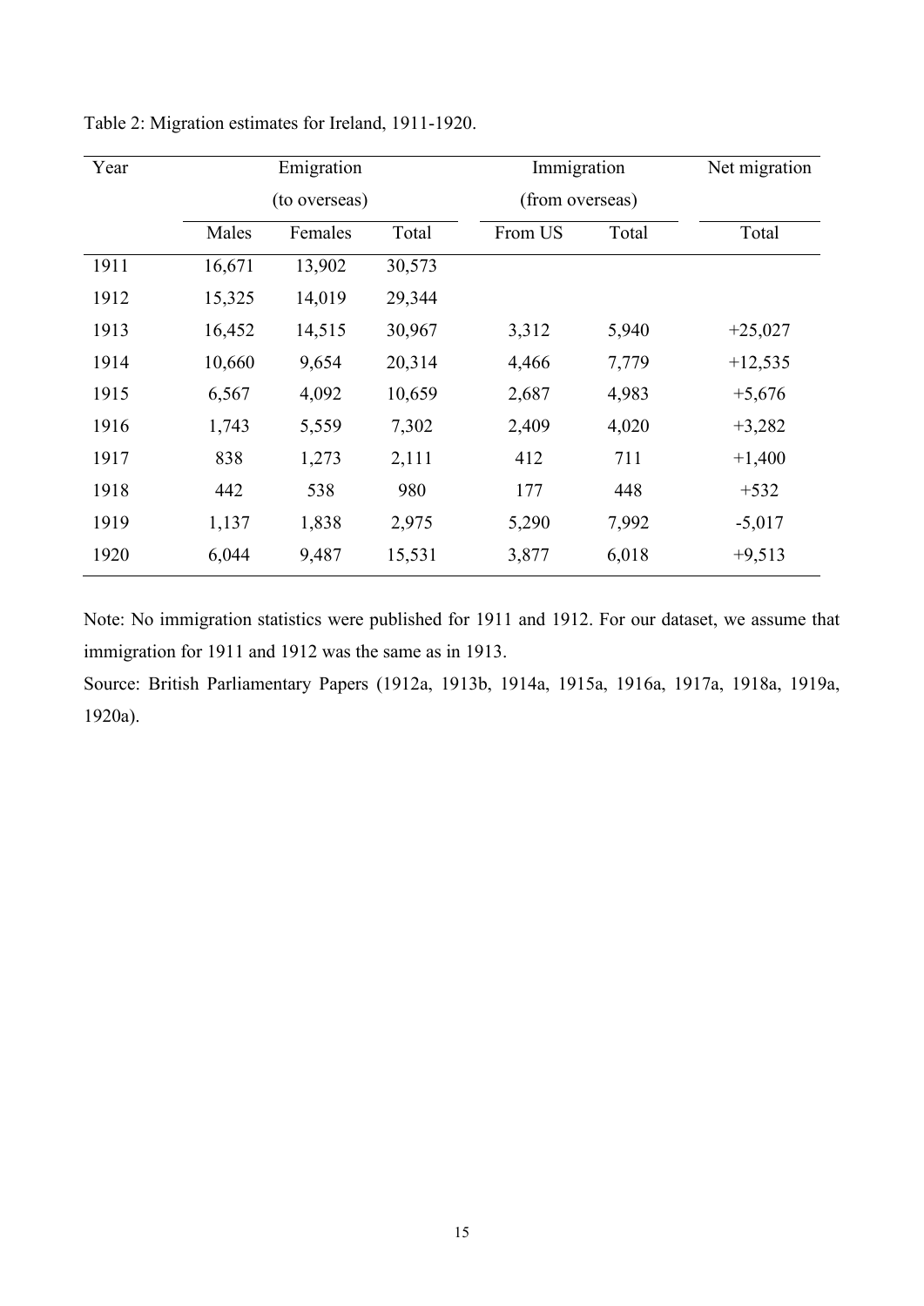Table 2: Migration estimates for Ireland, 1911-1920.

| Year | Emigration (to overseas) | | | Immigration (from overseas) | | Net migration |
|---|---|---|---|---|---|---|
| | Males | Females | Total | From US | Total | Total |
| 1911 | 16,671 | 13,902 | 30,573 | | | |
| 1912 | 15,325 | 14,019 | 29,344 | | | |
| 1913 | 16,452 | 14,515 | 30,967 | 3,312 | 5,940 | +25,027 |
| 1914 | 10,660 | 9,654 | 20,314 | 4,466 | 7,779 | +12,535 |
| 1915 | 6,567 | 4,092 | 10,659 | 2,687 | 4,983 | +5,676 |
| 1916 | 1,743 | 5,559 | 7,302 | 2,409 | 4,020 | +3,282 |
| 1917 | 838 | 1,273 | 2,111 | 412 | 711 | +1,400 |
| 1918 | 442 | 538 | 980 | 177 | 448 | +532 |
| 1919 | 1,137 | 1,838 | 2,975 | 5,290 | 7,992 | -5,017 |
| 1920 | 6,044 | 9,487 | 15,531 | 3,877 | 6,018 | +9,513 |

Note: No immigration statistics were published for 1911 and 1912. For our dataset, we assume that immigration for 1911 and 1912 was the same as in 1913.

Source: British Parliamentary Papers (1912a, 1913b, 1914a, 1915a, 1916a, 1917a, 1918a, 1919a, 1920a).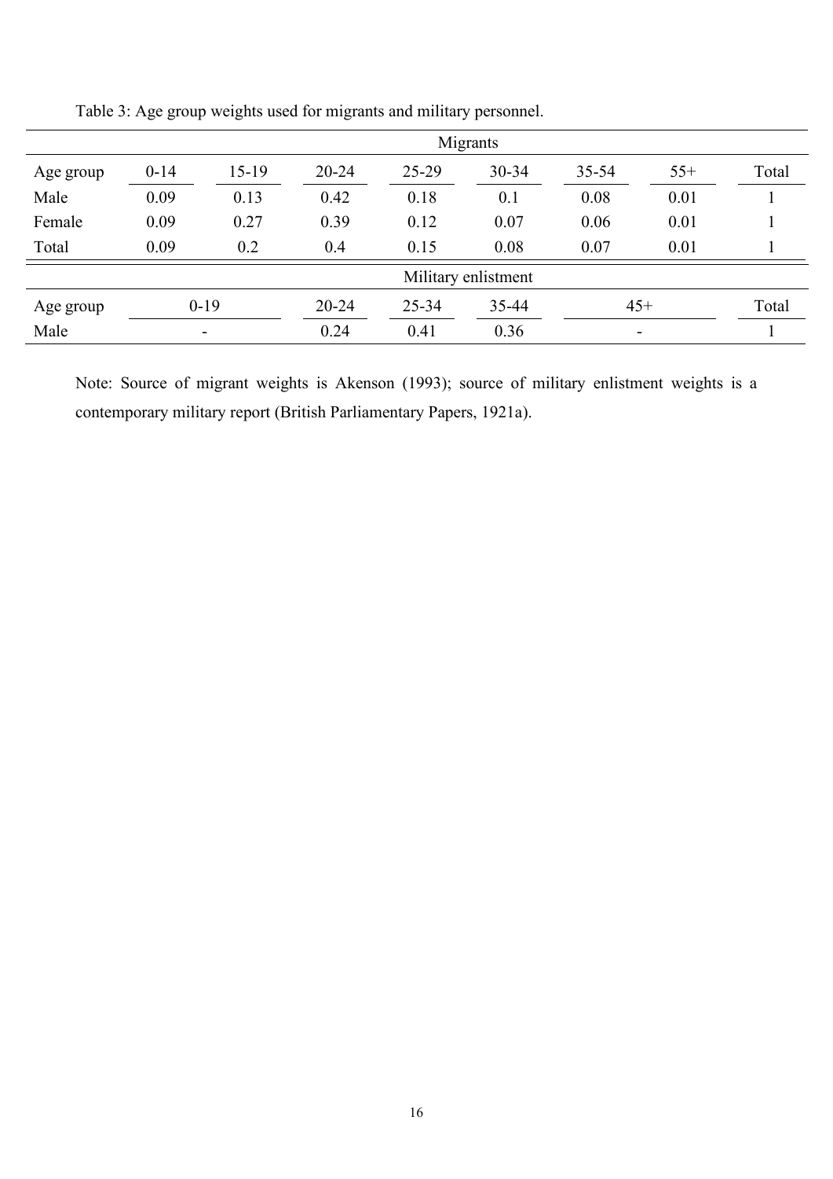Table 3: Age group weights used for migrants and military personnel.

| | Migrants | | | | | | | |
|---|---|---|---|---|---|---|---|---|
| Age group | 0-14 | 15-19 | 20-24 | 25-29 | 30-34 | 35-54 | 55+ | Total |
| Male | 0.09 | 0.13 | 0.42 | 0.18 | 0.1 | 0.08 | 0.01 | 1 |
| Female | 0.09 | 0.27 | 0.39 | 0.12 | 0.07 | 0.06 | 0.01 | 1 |
| Total | 0.09 | 0.2 | 0.4 | 0.15 | 0.08 | 0.07 | 0.01 | 1 |
| | Military enlistment | | | | | | | |
| Age group | 0-19 | | 20-24 | 25-34 | 35-44 | 45+ | | Total |
| Male | - | | 0.24 | 0.41 | 0.36 | - | | 1 |

Note: Source of migrant weights is Akenson (1993); source of military enlistment weights is a contemporary military report (British Parliamentary Papers, 1921a).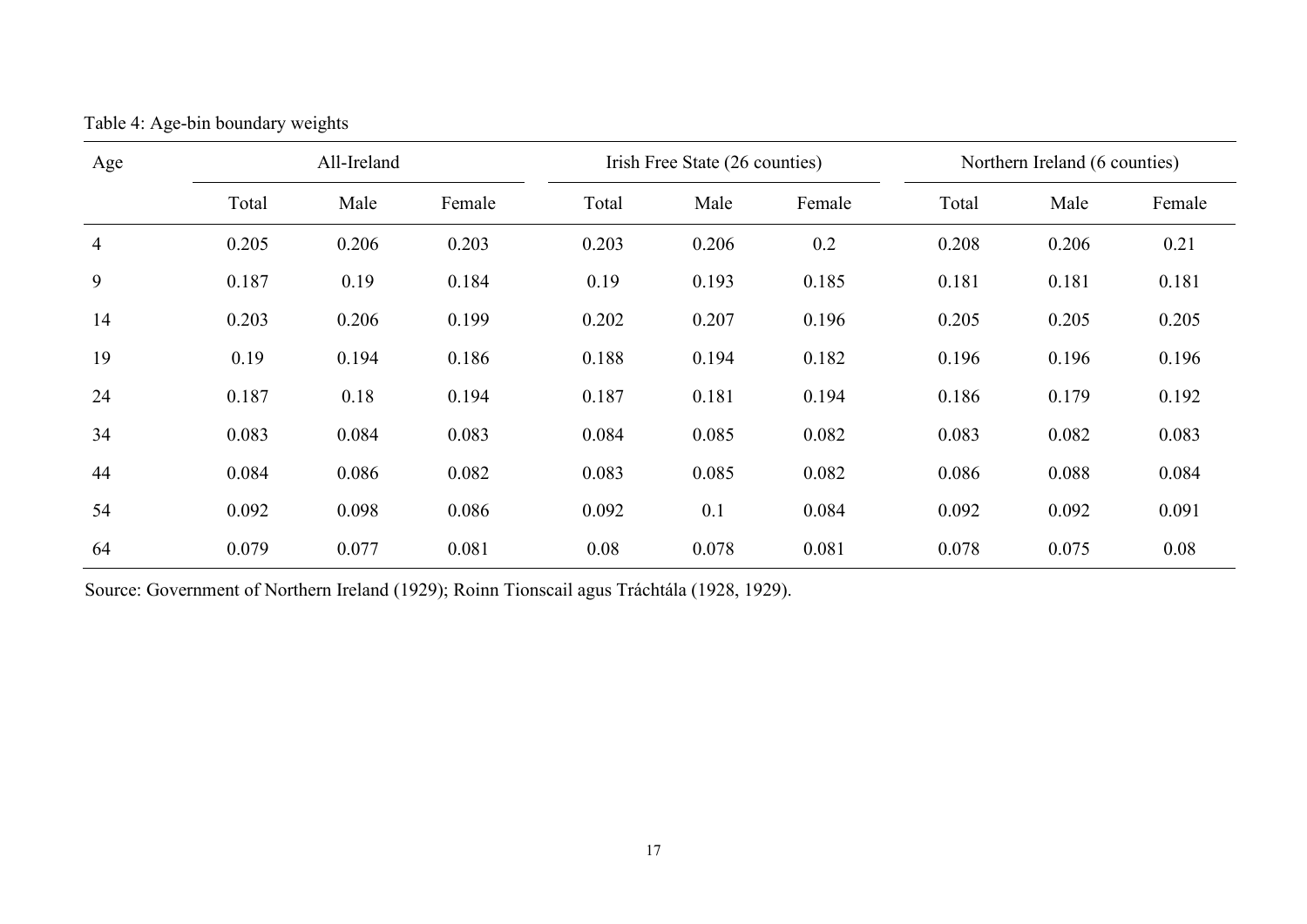Table 4: Age-bin boundary weights

| Age | All-Ireland | | | Irish Free State (26 counties) | | | Northern Ireland (6 counties) | | |
|---|---|---|---|---|---|---|---|---|---|
| | Total | Male | Female | Total | Male | Female | Total | Male | Female |
| 4 | 0.205 | 0.206 | 0.203 | 0.203 | 0.206 | 0.2 | 0.208 | 0.206 | 0.21 |
| 9 | 0.187 | 0.19 | 0.184 | 0.19 | 0.193 | 0.185 | 0.181 | 0.181 | 0.181 |
| 14 | 0.203 | 0.206 | 0.199 | 0.202 | 0.207 | 0.196 | 0.205 | 0.205 | 0.205 |
| 19 | 0.19 | 0.194 | 0.186 | 0.188 | 0.194 | 0.182 | 0.196 | 0.196 | 0.196 |
| 24 | 0.187 | 0.18 | 0.194 | 0.187 | 0.181 | 0.194 | 0.186 | 0.179 | 0.192 |
| 34 | 0.083 | 0.084 | 0.083 | 0.084 | 0.085 | 0.082 | 0.083 | 0.082 | 0.083 |
| 44 | 0.084 | 0.086 | 0.082 | 0.083 | 0.085 | 0.082 | 0.086 | 0.088 | 0.084 |
| 54 | 0.092 | 0.098 | 0.086 | 0.092 | 0.1 | 0.084 | 0.092 | 0.092 | 0.091 |
| 64 | 0.079 | 0.077 | 0.081 | 0.08 | 0.078 | 0.081 | 0.078 | 0.075 | 0.08 |

Source: Government of Northern Ireland (1929); Roinn Tionscail agus Tráchtála (1928, 1929).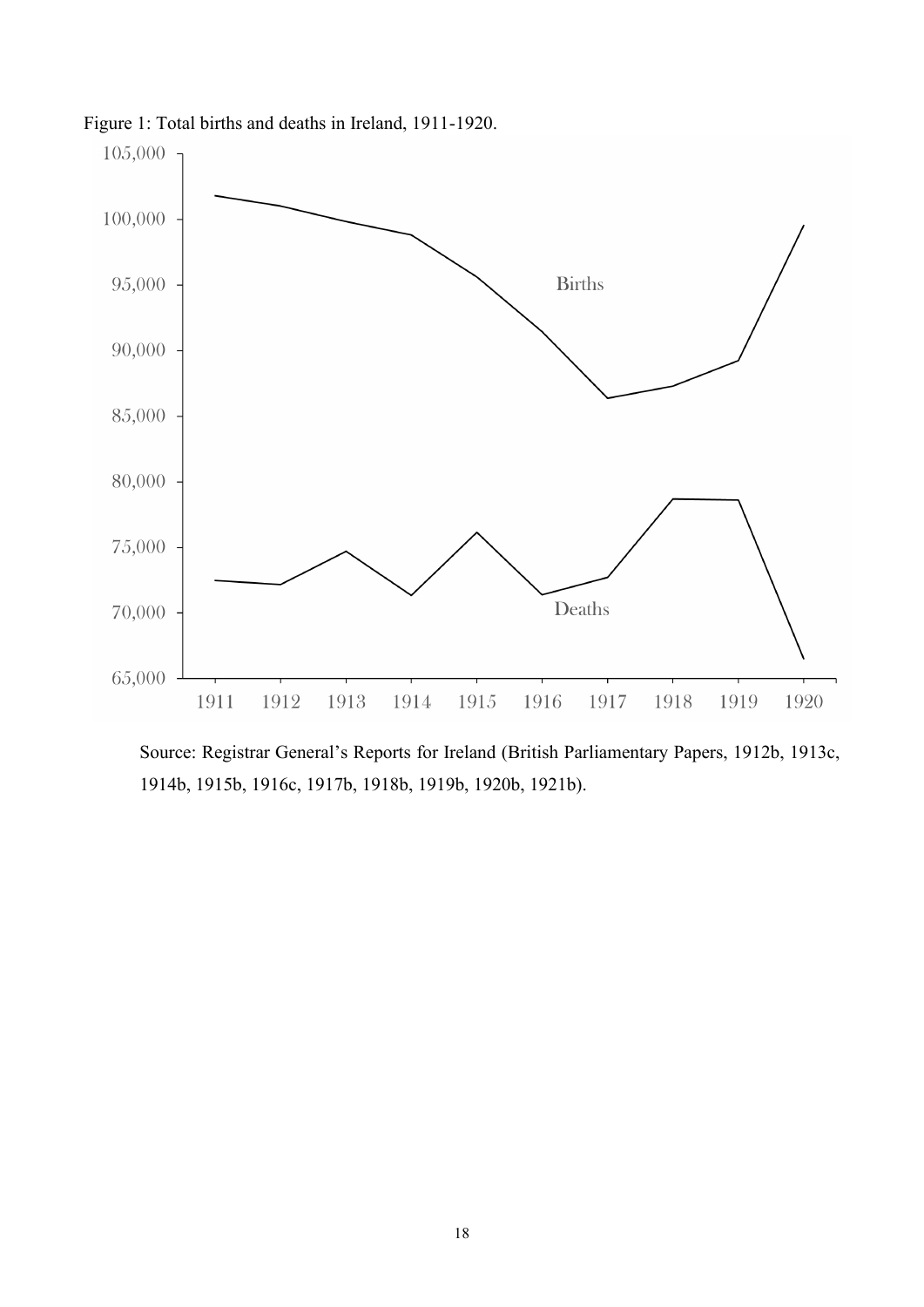Figure 1: Total births and deaths in Ireland, 1911-1920.

Source: Registrar General's Reports for Ireland (British Parliamentary Papers, 1912b, 1913c, 1914b, 1915b, 1916c, 1917b, 1918b, 1919b, 1920b, 1921b).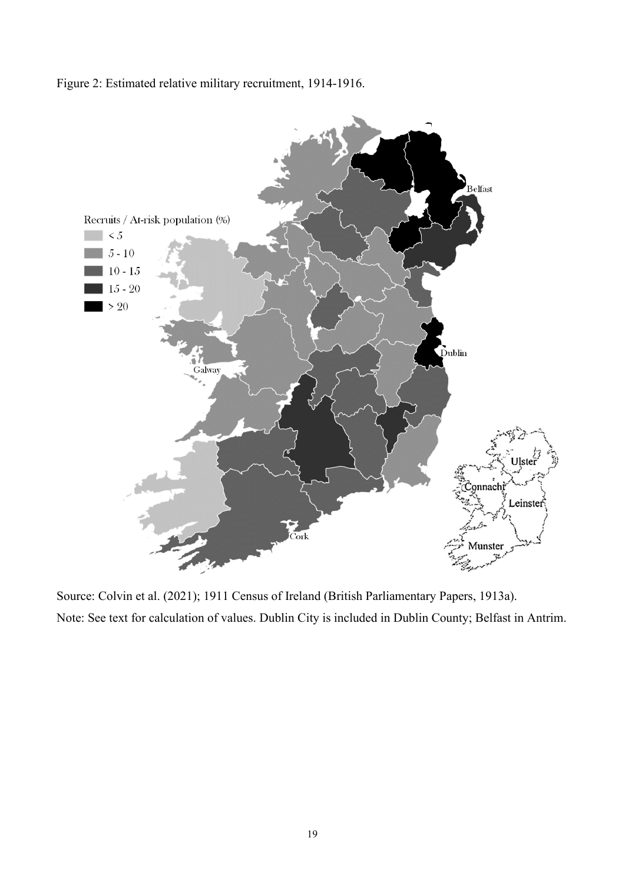Figure 2: Estimated relative military recruitment, 1914-1916.

Recruits / At-risk population (%)

< 5

5 - 10

10 - 15

15 - 20

> 20

Belfast

Dublin

Galway

Cork

Ulster

Connacht

Leinster

Munster

Source: Colvin et al. (2021); 1911 Census of Ireland (British Parliamentary Papers, 1913a).

Note: See text for calculation of values. Dublin City is included in Dublin County; Belfast in Antrim.